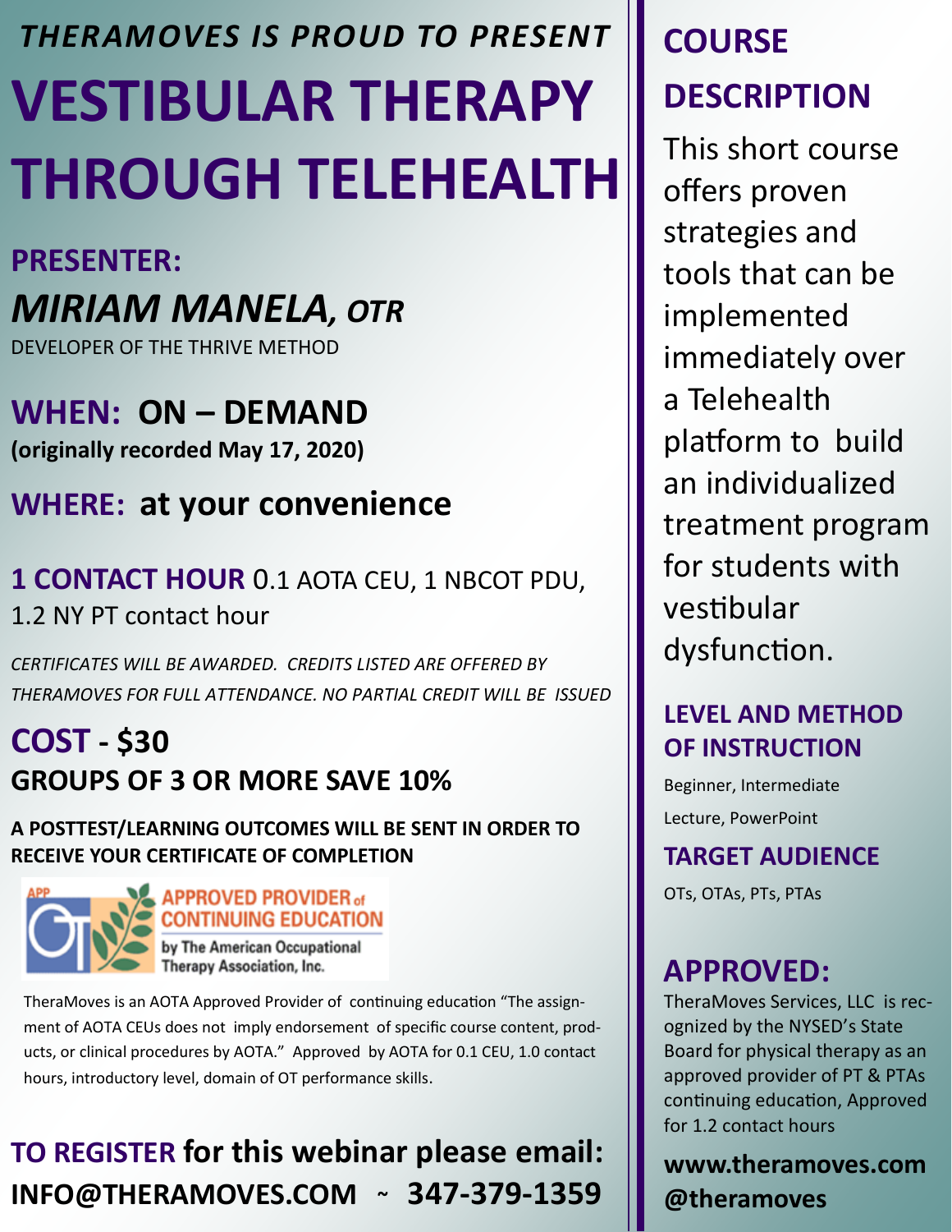*THERAMOVES IS PROUD TO PRESENT*

# VESTIBULAR THERAPY THROUGH TELEHEALTH

**PRESENTER:**

## *MIRIAM MANELA, OTR*

DEVELOPER OF THE THRIVE METHOD

**WHEN: ON – DEMAND**
**(originally recorded May 17, 2020)**

**WHERE: at your convenience**

**1 CONTACT HOUR** 0.1 AOTA CEU, 1 NBCOT PDU, 1.2 NY PT contact hour

*CERTIFICATES WILL BE AWARDED. CREDITS LISTED ARE OFFERED BY THERAMOVES FOR FULL ATTENDANCE. NO PARTIAL CREDIT WILL BE ISSUED*

**COST - $30**
**GROUPS OF 3 OR MORE SAVE 10%**

**A POSTTEST/LEARNING OUTCOMES WILL BE SENT IN ORDER TO RECEIVE YOUR CERTIFICATE OF COMPLETION**

APP APPROVED PROVIDER of CONTINUING EDUCATION by The American Occupational Therapy Association, Inc.

TheraMoves is an AOTA Approved Provider of continuing education "The assignment of AOTA CEUs does not imply endorsement of specific course content, products, or clinical procedures by AOTA." Approved by AOTA for 0.1 CEU, 1.0 contact hours, introductory level, domain of OT performance skills.

**TO REGISTER for this webinar please email: INFO@THERAMOVES.COM ~ 347-379-1359**

## COURSE DESCRIPTION

This short course offers proven strategies and tools that can be implemented immediately over a Telehealth platform to build an individualized treatment program for students with vestibular dysfunction.

### LEVEL AND METHOD OF INSTRUCTION

Beginner, Intermediate

Lecture, PowerPoint

### TARGET AUDIENCE

OTs, OTAs, PTs, PTAs

## APPROVED:

TheraMoves Services, LLC is recognized by the NYSED's State Board for physical therapy as an approved provider of PT & PTAs continuing education, Approved for 1.2 contact hours

**www.theramoves.com**
**@theramoves**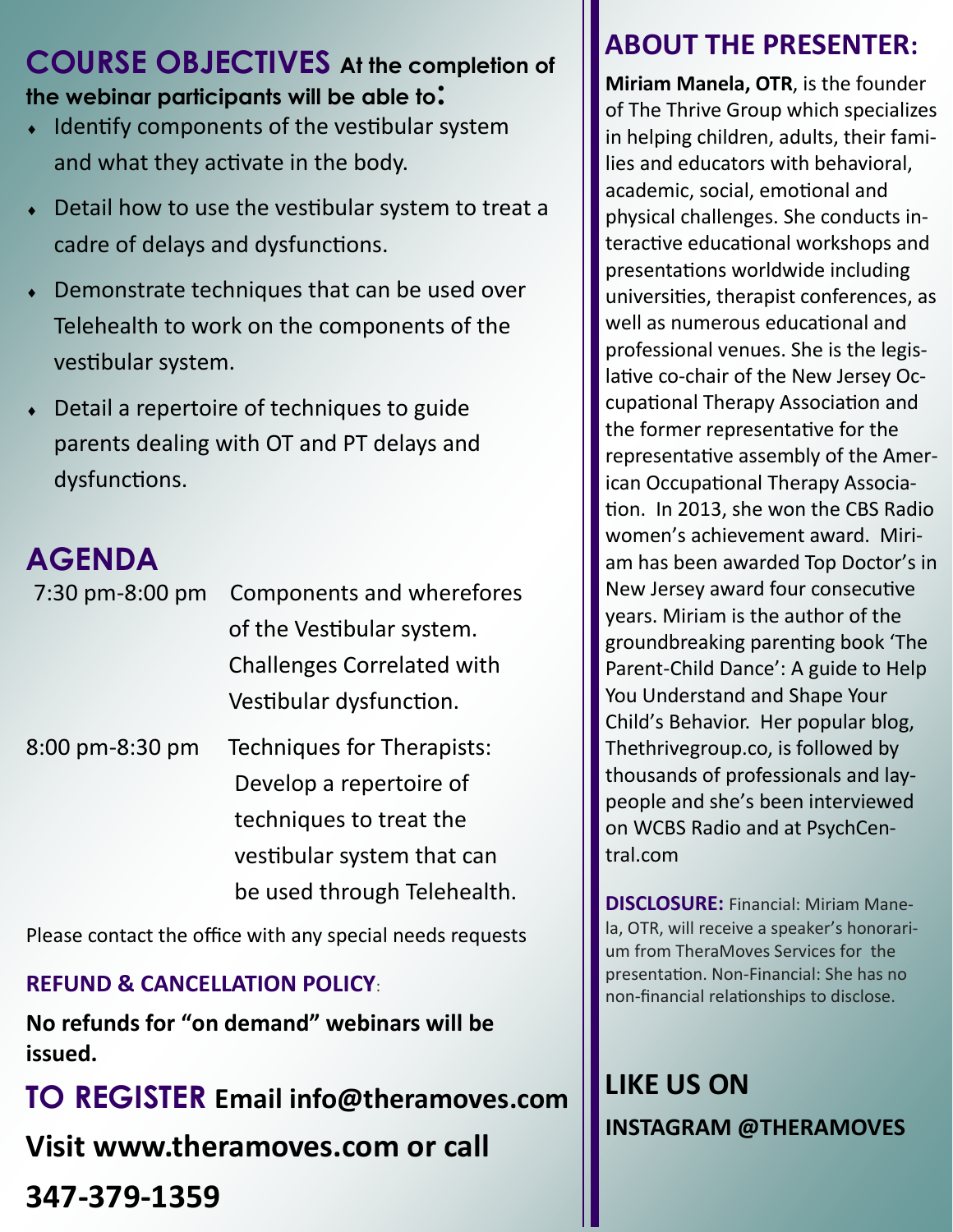## COURSE OBJECTIVES **At the completion of the webinar participants will be able to:**

- Identify components of the vestibular system and what they activate in the body.
- Detail how to use the vestibular system to treat a cadre of delays and dysfunctions.
- Demonstrate techniques that can be used over Telehealth to work on the components of the vestibular system.
- Detail a repertoire of techniques to guide parents dealing with OT and PT delays and dysfunctions.

## AGENDA

| | |
|---|---|
| 7:30 pm-8:00 pm | Components and wherefores of the Vestibular system. Challenges Correlated with Vestibular dysfunction. |
| 8:00 pm-8:30 pm | Techniques for Therapists: Develop a repertoire of techniques to treat the vestibular system that can be used through Telehealth. |

Please contact the office with any special needs requests

**REFUND & CANCELLATION POLICY**:

**No refunds for "on demand" webinars will be issued.**

## TO REGISTER **Email info@theramoves.com**

**Visit www.theramoves.com or call 347-379-1359**

## ABOUT THE PRESENTER:

**Miriam Manela, OTR**, is the founder of The Thrive Group which specializes in helping children, adults, their families and educators with behavioral, academic, social, emotional and physical challenges. She conducts interactive educational workshops and presentations worldwide including universities, therapist conferences, as well as numerous educational and professional venues. She is the legislative co-chair of the New Jersey Occupational Therapy Association and the former representative for the representative assembly of the American Occupational Therapy Association. In 2013, she won the CBS Radio women's achievement award. Miriam has been awarded Top Doctor's in New Jersey award four consecutive years. Miriam is the author of the groundbreaking parenting book 'The Parent-Child Dance': A guide to Help You Understand and Shape Your Child's Behavior. Her popular blog, Thethrivegroup.co, is followed by thousands of professionals and laypeople and she's been interviewed on WCBS Radio and at PsychCentral.com

**DISCLOSURE:** Financial: Miriam Manela, OTR, will receive a speaker's honorarium from TheraMoves Services for the presentation. Non-Financial: She has no non-financial relationships to disclose.

## LIKE US ON

**INSTAGRAM @THERAMOVES**